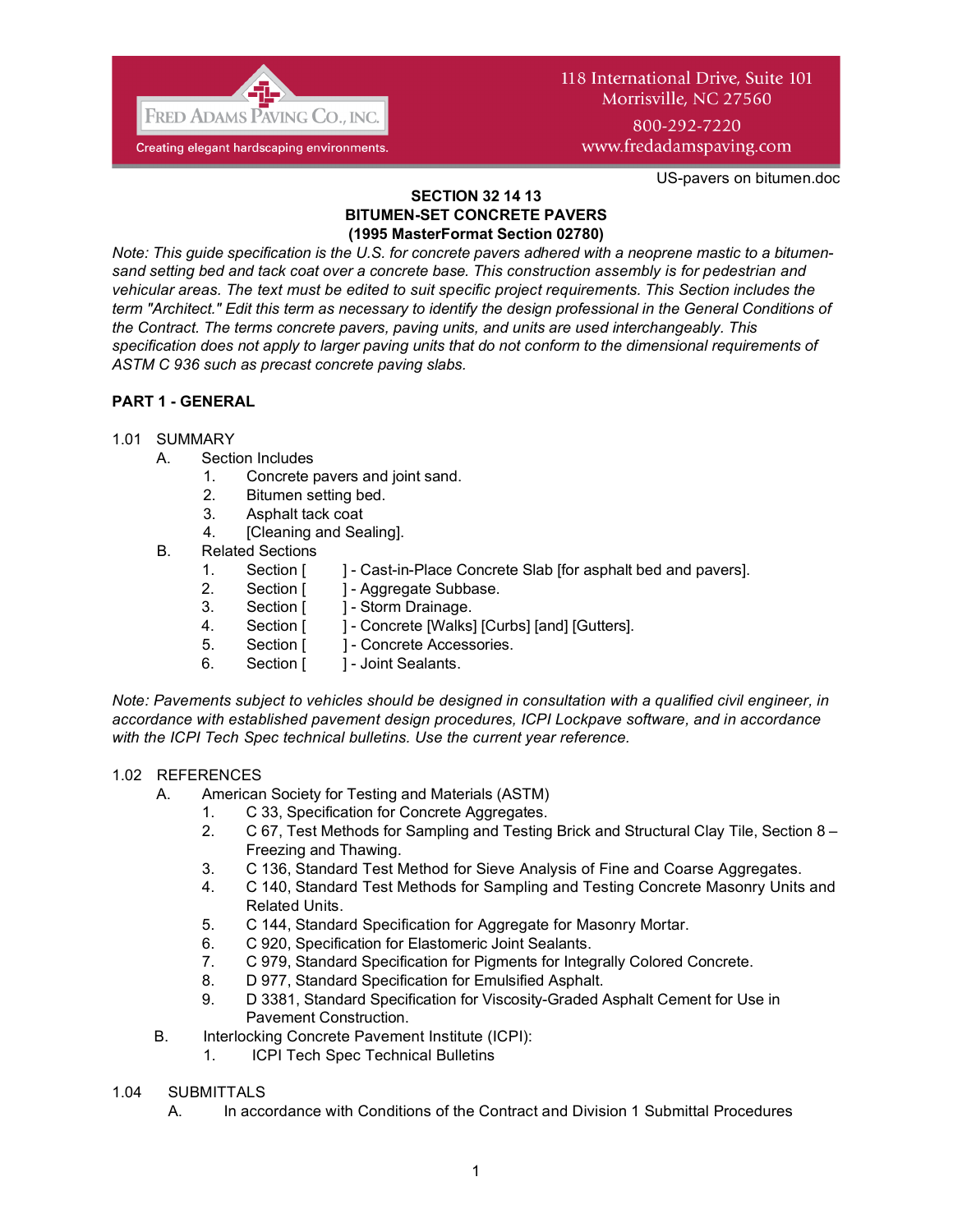FRED ADAMS PAVING CO., INC.
Creating elegant hardscaping environments.

118 International Drive, Suite 101
Morrisville, NC 27560
800-292-7220
www.fredadamspaving.com

US-pavers on bitumen.doc

# SECTION 32 14 13
# BITUMEN-SET CONCRETE PAVERS
## (1995 MasterFormat Section 02780)

*Note: This guide specification is the U.S. for concrete pavers adhered with a neoprene mastic to a bitumen-sand setting bed and tack coat over a concrete base. This construction assembly is for pedestrian and vehicular areas. The text must be edited to suit specific project requirements. This Section includes the term "Architect." Edit this term as necessary to identify the design professional in the General Conditions of the Contract. The terms concrete pavers, paving units, and units are used interchangeably. This specification does not apply to larger paving units that do not conform to the dimensional requirements of ASTM C 936 such as precast concrete paving slabs.*

## PART 1 - GENERAL

1.01 SUMMARY

A. Section Includes
   1. Concrete pavers and joint sand.
   2. Bitumen setting bed.
   3. Asphalt tack coat
   4. [Cleaning and Sealing].

B. Related Sections
   1. Section [ ] - Cast-in-Place Concrete Slab [for asphalt bed and pavers].
   2. Section [ ] - Aggregate Subbase.
   3. Section [ ] - Storm Drainage.
   4. Section [ ] - Concrete [Walks] [Curbs] [and] [Gutters].
   5. Section [ ] - Concrete Accessories.
   6. Section [ ] - Joint Sealants.

*Note: Pavements subject to vehicles should be designed in consultation with a qualified civil engineer, in accordance with established pavement design procedures, ICPI Lockpave software, and in accordance with the ICPI Tech Spec technical bulletins. Use the current year reference.*

1.02 REFERENCES

A. American Society for Testing and Materials (ASTM)
   1. C 33, Specification for Concrete Aggregates.
   2. C 67, Test Methods for Sampling and Testing Brick and Structural Clay Tile, Section 8 – Freezing and Thawing.
   3. C 136, Standard Test Method for Sieve Analysis of Fine and Coarse Aggregates.
   4. C 140, Standard Test Methods for Sampling and Testing Concrete Masonry Units and Related Units.
   5. C 144, Standard Specification for Aggregate for Masonry Mortar.
   6. C 920, Specification for Elastomeric Joint Sealants.
   7. C 979, Standard Specification for Pigments for Integrally Colored Concrete.
   8. D 977, Standard Specification for Emulsified Asphalt.
   9. D 3381, Standard Specification for Viscosity-Graded Asphalt Cement for Use in Pavement Construction.

B. Interlocking Concrete Pavement Institute (ICPI):
   1. ICPI Tech Spec Technical Bulletins

1.04 SUBMITTALS

A. In accordance with Conditions of the Contract and Division 1 Submittal Procedures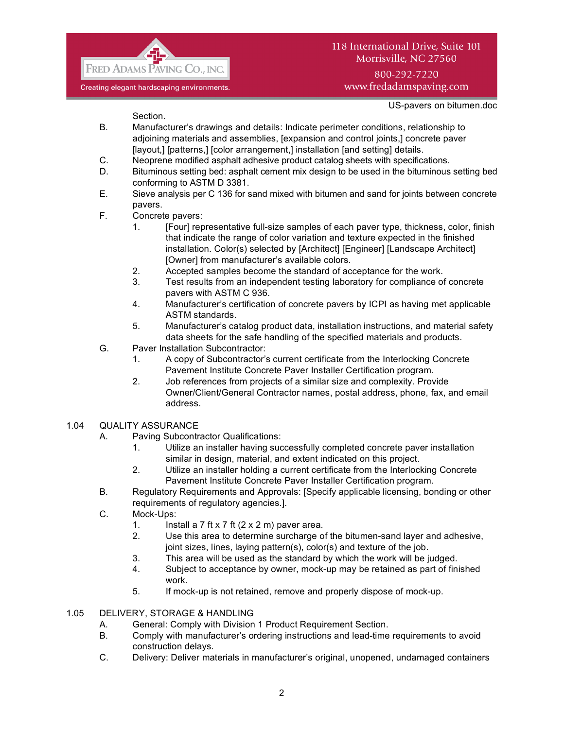Section.

B. Manufacturer's drawings and details: Indicate perimeter conditions, relationship to adjoining materials and assemblies, [expansion and control joints,] concrete paver [layout,] [patterns,] [color arrangement,] installation [and setting] details.

C. Neoprene modified asphalt adhesive product catalog sheets with specifications.

D. Bituminous setting bed: asphalt cement mix design to be used in the bituminous setting bed conforming to ASTM D 3381.

E. Sieve analysis per C 136 for sand mixed with bitumen and sand for joints between concrete pavers.

F. Concrete pavers:
   1. [Four] representative full-size samples of each paver type, thickness, color, finish that indicate the range of color variation and texture expected in the finished installation. Color(s) selected by [Architect] [Engineer] [Landscape Architect] [Owner] from manufacturer's available colors.
   2. Accepted samples become the standard of acceptance for the work.
   3. Test results from an independent testing laboratory for compliance of concrete pavers with ASTM C 936.
   4. Manufacturer's certification of concrete pavers by ICPI as having met applicable ASTM standards.
   5. Manufacturer's catalog product data, installation instructions, and material safety data sheets for the safe handling of the specified materials and products.

G. Paver Installation Subcontractor:
   1. A copy of Subcontractor's current certificate from the Interlocking Concrete Pavement Institute Concrete Paver Installer Certification program.
   2. Job references from projects of a similar size and complexity. Provide Owner/Client/General Contractor names, postal address, phone, fax, and email address.

## 1.04 QUALITY ASSURANCE

A. Paving Subcontractor Qualifications:
   1. Utilize an installer having successfully completed concrete paver installation similar in design, material, and extent indicated on this project.
   2. Utilize an installer holding a current certificate from the Interlocking Concrete Pavement Institute Concrete Paver Installer Certification program.

B. Regulatory Requirements and Approvals: [Specify applicable licensing, bonding or other requirements of regulatory agencies.].

C. Mock-Ups:
   1. Install a 7 ft x 7 ft (2 x 2 m) paver area.
   2. Use this area to determine surcharge of the bitumen-sand layer and adhesive, joint sizes, lines, laying pattern(s), color(s) and texture of the job.
   3. This area will be used as the standard by which the work will be judged.
   4. Subject to acceptance by owner, mock-up may be retained as part of finished work.
   5. If mock-up is not retained, remove and properly dispose of mock-up.

## 1.05 DELIVERY, STORAGE & HANDLING

A. General: Comply with Division 1 Product Requirement Section.

B. Comply with manufacturer's ordering instructions and lead-time requirements to avoid construction delays.

C. Delivery: Deliver materials in manufacturer's original, unopened, undamaged containers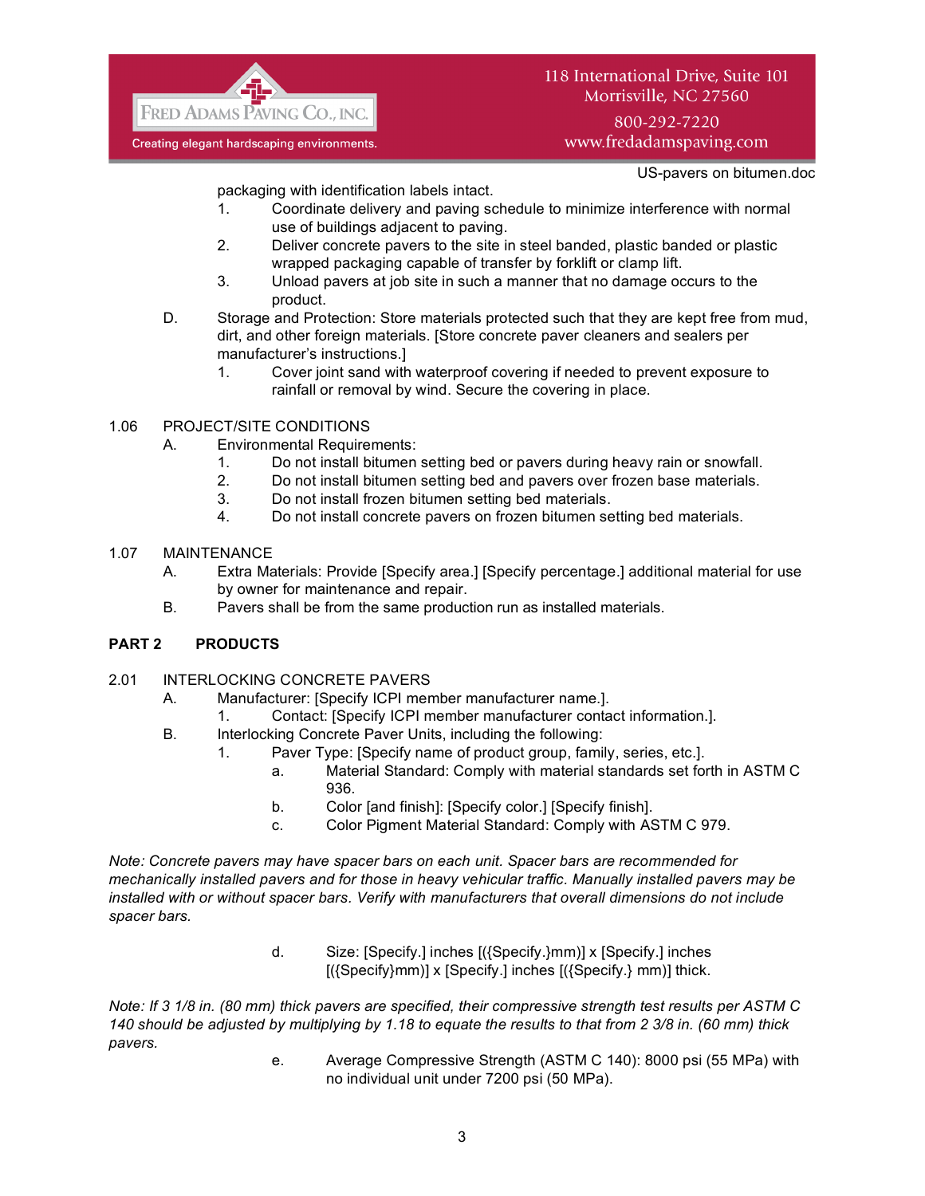packaging with identification labels intact.

1. Coordinate delivery and paving schedule to minimize interference with normal use of buildings adjacent to paving.
2. Deliver concrete pavers to the site in steel banded, plastic banded or plastic wrapped packaging capable of transfer by forklift or clamp lift.
3. Unload pavers at job site in such a manner that no damage occurs to the product.

D. Storage and Protection: Store materials protected such that they are kept free from mud, dirt, and other foreign materials. [Store concrete paver cleaners and sealers per manufacturer's instructions.]

1. Cover joint sand with waterproof covering if needed to prevent exposure to rainfall or removal by wind. Secure the covering in place.

1.06 PROJECT/SITE CONDITIONS

A. Environmental Requirements:

1. Do not install bitumen setting bed or pavers during heavy rain or snowfall.
2. Do not install bitumen setting bed and pavers over frozen base materials.
3. Do not install frozen bitumen setting bed materials.
4. Do not install concrete pavers on frozen bitumen setting bed materials.

1.07 MAINTENANCE

A. Extra Materials: Provide [Specify area.] [Specify percentage.] additional material for use by owner for maintenance and repair.

B. Pavers shall be from the same production run as installed materials.

## PART 2 PRODUCTS

2.01 INTERLOCKING CONCRETE PAVERS

A. Manufacturer: [Specify ICPI member manufacturer name.].

1. Contact: [Specify ICPI member manufacturer contact information.].

B. Interlocking Concrete Paver Units, including the following:

1. Paver Type: [Specify name of product group, family, series, etc.].

   a. Material Standard: Comply with material standards set forth in ASTM C 936.

   b. Color [and finish]: [Specify color.] [Specify finish].

   c. Color Pigment Material Standard: Comply with ASTM C 979.

*Note: Concrete pavers may have spacer bars on each unit. Spacer bars are recommended for mechanically installed pavers and for those in heavy vehicular traffic. Manually installed pavers may be installed with or without spacer bars. Verify with manufacturers that overall dimensions do not include spacer bars.*

   d. Size: [Specify.] inches [({Specify.}mm)] x [Specify.] inches [({Specify}mm)] x [Specify.] inches [({Specify.} mm)] thick.

*Note: If 3 1/8 in. (80 mm) thick pavers are specified, their compressive strength test results per ASTM C 140 should be adjusted by multiplying by 1.18 to equate the results to that from 2 3/8 in. (60 mm) thick pavers.*

   e. Average Compressive Strength (ASTM C 140): 8000 psi (55 MPa) with no individual unit under 7200 psi (50 MPa).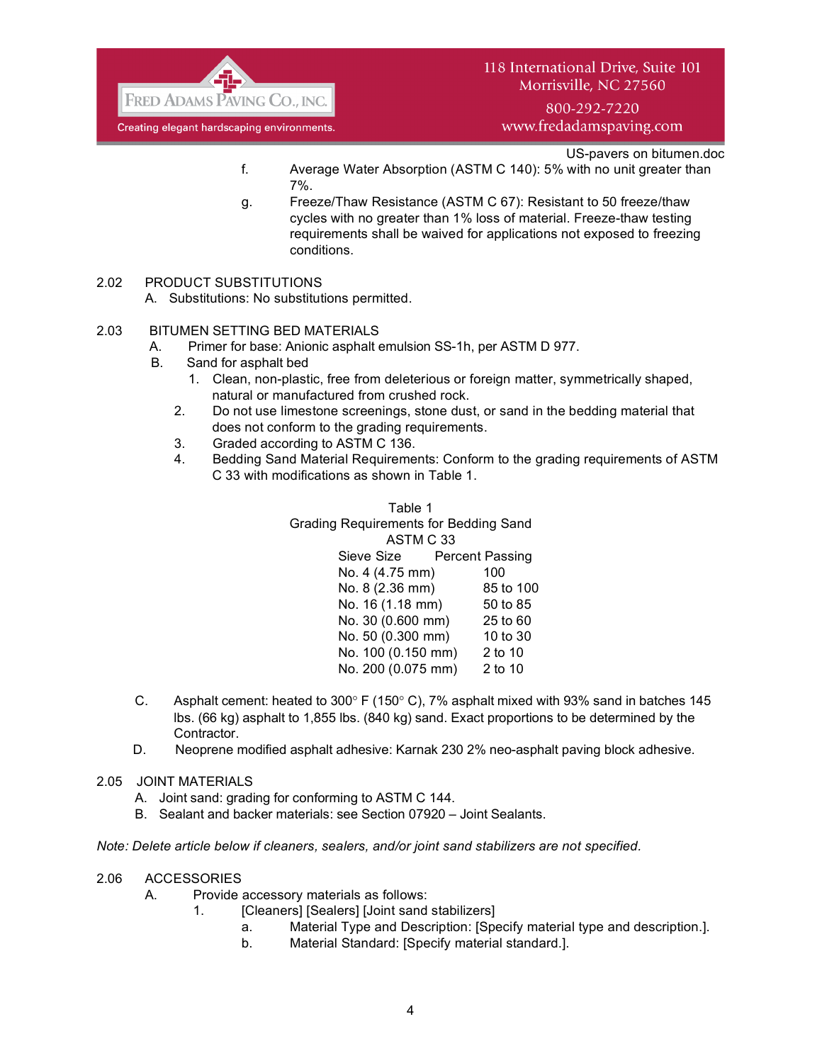f. Average Water Absorption (ASTM C 140): 5% with no unit greater than 7%.

g. Freeze/Thaw Resistance (ASTM C 67): Resistant to 50 freeze/thaw cycles with no greater than 1% loss of material. Freeze-thaw testing requirements shall be waived for applications not exposed to freezing conditions.

2.02 PRODUCT SUBSTITUTIONS

A. Substitutions: No substitutions permitted.

2.03 BITUMEN SETTING BED MATERIALS

A. Primer for base: Anionic asphalt emulsion SS-1h, per ASTM D 977.

B. Sand for asphalt bed

1. Clean, non-plastic, free from deleterious or foreign matter, symmetrically shaped, natural or manufactured from crushed rock.
2. Do not use limestone screenings, stone dust, or sand in the bedding material that does not conform to the grading requirements.
3. Graded according to ASTM C 136.
4. Bedding Sand Material Requirements: Conform to the grading requirements of ASTM C 33 with modifications as shown in Table 1.

Table 1
Grading Requirements for Bedding Sand
ASTM C 33

| Sieve Size | Percent Passing |
|---|---|
| No. 4 (4.75 mm) | 100 |
| No. 8 (2.36 mm) | 85 to 100 |
| No. 16 (1.18 mm) | 50 to 85 |
| No. 30 (0.600 mm) | 25 to 60 |
| No. 50 (0.300 mm) | 10 to 30 |
| No. 100 (0.150 mm) | 2 to 10 |
| No. 200 (0.075 mm) | 2 to 10 |

C. Asphalt cement: heated to 300° F (150° C), 7% asphalt mixed with 93% sand in batches 145 lbs. (66 kg) asphalt to 1,855 lbs. (840 kg) sand. Exact proportions to be determined by the Contractor.

D. Neoprene modified asphalt adhesive: Karnak 230 2% neo-asphalt paving block adhesive.

2.05 JOINT MATERIALS

A. Joint sand: grading for conforming to ASTM C 144.

B. Sealant and backer materials: see Section 07920 – Joint Sealants.

*Note: Delete article below if cleaners, sealers, and/or joint sand stabilizers are not specified.*

2.06 ACCESSORIES

A. Provide accessory materials as follows:

1. [Cleaners] [Sealers] [Joint sand stabilizers]
   a. Material Type and Description: [Specify material type and description.].
   b. Material Standard: [Specify material standard.].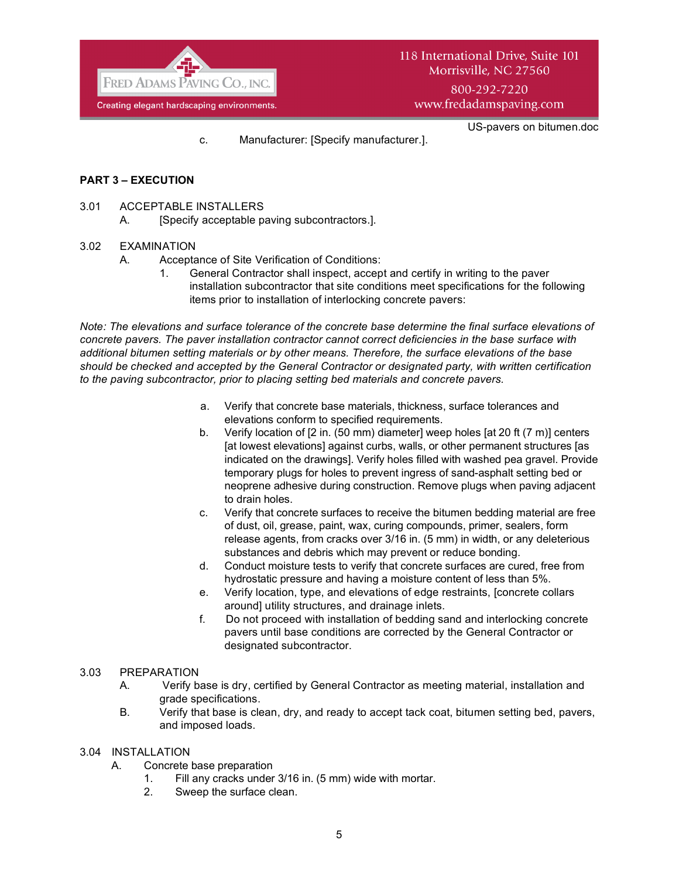c. Manufacturer: [Specify manufacturer.].

**PART 3 – EXECUTION**

3.01 ACCEPTABLE INSTALLERS

A. [Specify acceptable paving subcontractors.].

3.02 EXAMINATION

A. Acceptance of Site Verification of Conditions:

1. General Contractor shall inspect, accept and certify in writing to the paver installation subcontractor that site conditions meet specifications for the following items prior to installation of interlocking concrete pavers:

*Note: The elevations and surface tolerance of the concrete base determine the final surface elevations of concrete pavers. The paver installation contractor cannot correct deficiencies in the base surface with additional bitumen setting materials or by other means. Therefore, the surface elevations of the base should be checked and accepted by the General Contractor or designated party, with written certification to the paving subcontractor, prior to placing setting bed materials and concrete pavers.*

a. Verify that concrete base materials, thickness, surface tolerances and elevations conform to specified requirements.

b. Verify location of [2 in. (50 mm) diameter] weep holes [at 20 ft (7 m)] centers [at lowest elevations] against curbs, walls, or other permanent structures [as indicated on the drawings]. Verify holes filled with washed pea gravel. Provide temporary plugs for holes to prevent ingress of sand-asphalt setting bed or neoprene adhesive during construction. Remove plugs when paving adjacent to drain holes.

c. Verify that concrete surfaces to receive the bitumen bedding material are free of dust, oil, grease, paint, wax, curing compounds, primer, sealers, form release agents, from cracks over 3/16 in. (5 mm) in width, or any deleterious substances and debris which may prevent or reduce bonding.

d. Conduct moisture tests to verify that concrete surfaces are cured, free from hydrostatic pressure and having a moisture content of less than 5%.

e. Verify location, type, and elevations of edge restraints, [concrete collars around] utility structures, and drainage inlets.

f. Do not proceed with installation of bedding sand and interlocking concrete pavers until base conditions are corrected by the General Contractor or designated subcontractor.

3.03 PREPARATION

A. Verify base is dry, certified by General Contractor as meeting material, installation and grade specifications.

B. Verify that base is clean, dry, and ready to accept tack coat, bitumen setting bed, pavers, and imposed loads.

3.04 INSTALLATION

A. Concrete base preparation

1. Fill any cracks under 3/16 in. (5 mm) wide with mortar.
2. Sweep the surface clean.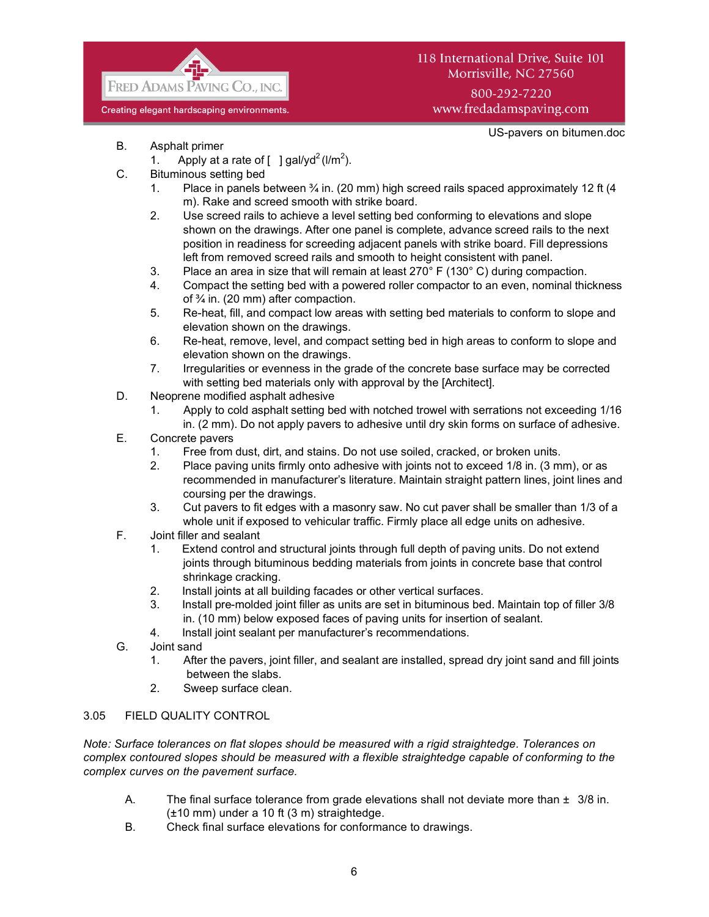B. Asphalt primer
   1. Apply at a rate of [ ] gal/yd$^2$ (l/m$^2$).

C. Bituminous setting bed
   1. Place in panels between ¾ in. (20 mm) high screed rails spaced approximately 12 ft (4 m). Rake and screed smooth with strike board.
   2. Use screed rails to achieve a level setting bed conforming to elevations and slope shown on the drawings. After one panel is complete, advance screed rails to the next position in readiness for screeding adjacent panels with strike board. Fill depressions left from removed screed rails and smooth to height consistent with panel.
   3. Place an area in size that will remain at least 270° F (130° C) during compaction.
   4. Compact the setting bed with a powered roller compactor to an even, nominal thickness of ¾ in. (20 mm) after compaction.
   5. Re-heat, fill, and compact low areas with setting bed materials to conform to slope and elevation shown on the drawings.
   6. Re-heat, remove, level, and compact setting bed in high areas to conform to slope and elevation shown on the drawings.
   7. Irregularities or evenness in the grade of the concrete base surface may be corrected with setting bed materials only with approval by the [Architect].

D. Neoprene modified asphalt adhesive
   1. Apply to cold asphalt setting bed with notched trowel with serrations not exceeding 1/16 in. (2 mm). Do not apply pavers to adhesive until dry skin forms on surface of adhesive.

E. Concrete pavers
   1. Free from dust, dirt, and stains. Do not use soiled, cracked, or broken units.
   2. Place paving units firmly onto adhesive with joints not to exceed 1/8 in. (3 mm), or as recommended in manufacturer's literature. Maintain straight pattern lines, joint lines and coursing per the drawings.
   3. Cut pavers to fit edges with a masonry saw. No cut paver shall be smaller than 1/3 of a whole unit if exposed to vehicular traffic. Firmly place all edge units on adhesive.

F. Joint filler and sealant
   1. Extend control and structural joints through full depth of paving units. Do not extend joints through bituminous bedding materials from joints in concrete base that control shrinkage cracking.
   2. Install joints at all building facades or other vertical surfaces.
   3. Install pre-molded joint filler as units are set in bituminous bed. Maintain top of filler 3/8 in. (10 mm) below exposed faces of paving units for insertion of sealant.
   4. Install joint sealant per manufacturer's recommendations.

G. Joint sand
   1. After the pavers, joint filler, and sealant are installed, spread dry joint sand and fill joints between the slabs.
   2. Sweep surface clean.

## 3.05 FIELD QUALITY CONTROL

*Note: Surface tolerances on flat slopes should be measured with a rigid straightedge. Tolerances on complex contoured slopes should be measured with a flexible straightedge capable of conforming to the complex curves on the pavement surface.*

A. The final surface tolerance from grade elevations shall not deviate more than ± 3/8 in. (±10 mm) under a 10 ft (3 m) straightedge.

B. Check final surface elevations for conformance to drawings.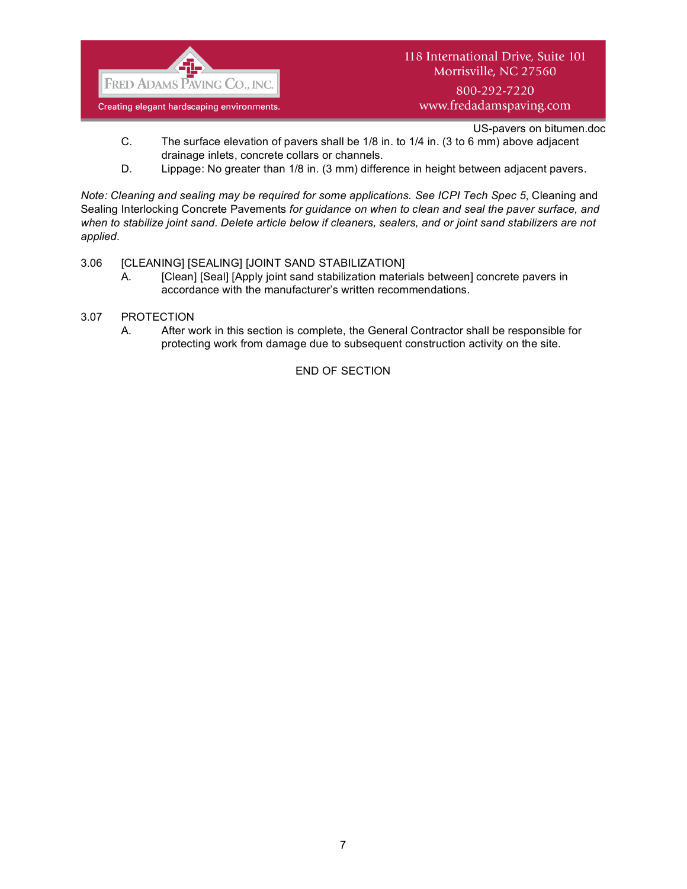C. The surface elevation of pavers shall be 1/8 in. to 1/4 in. (3 to 6 mm) above adjacent drainage inlets, concrete collars or channels.

D. Lippage: No greater than 1/8 in. (3 mm) difference in height between adjacent pavers.

*Note: Cleaning and sealing may be required for some applications. See ICPI Tech Spec 5,* Cleaning and Sealing Interlocking Concrete Pavements *for guidance on when to clean and seal the paver surface, and when to stabilize joint sand. Delete article below if cleaners, sealers, and or joint sand stabilizers are not applied.*

3.06 [CLEANING] [SEALING] [JOINT SAND STABILIZATION]

A. [Clean] [Seal] [Apply joint sand stabilization materials between] concrete pavers in accordance with the manufacturer's written recommendations.

3.07 PROTECTION

A. After work in this section is complete, the General Contractor shall be responsible for protecting work from damage due to subsequent construction activity on the site.

END OF SECTION